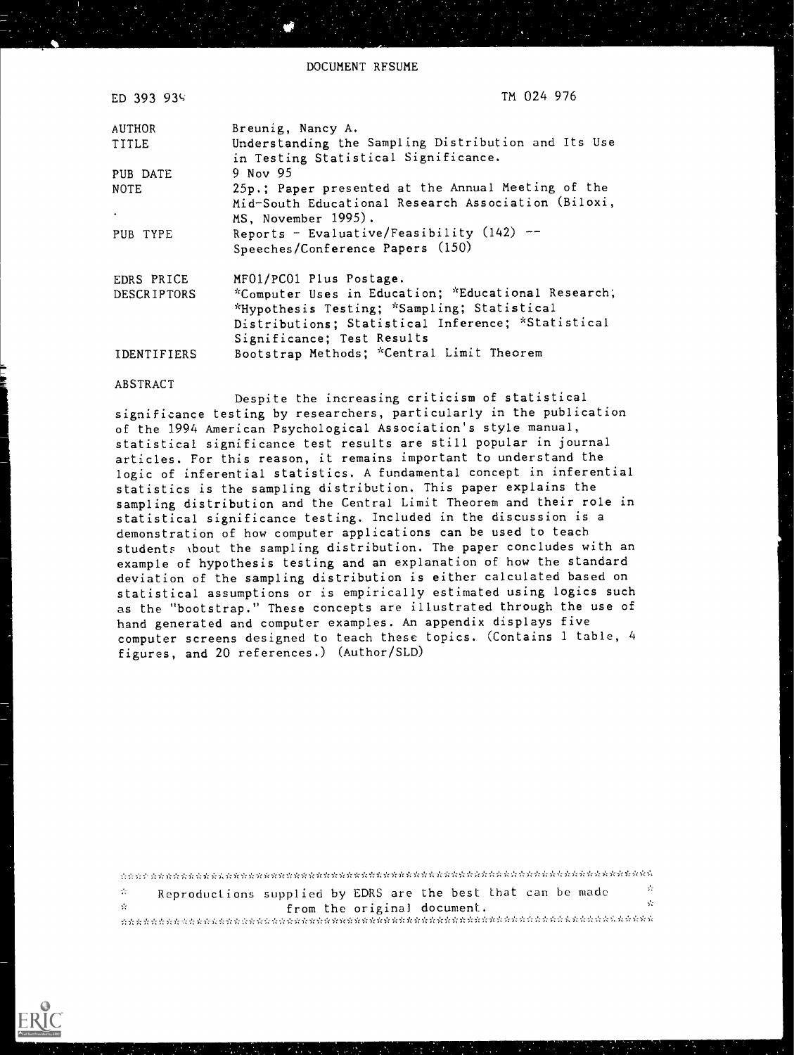DOCUMENT RESUME

| | |
|---|---|
| ED 393 939 | TM 024 976 |
| AUTHOR | Breunig, Nancy A. |
| TITLE | Understanding the Sampling Distribution and Its Use in Testing Statistical Significance. |
| PUB DATE | 9 Nov 95 |
| NOTE | 25p.; Paper presented at the Annual Meeting of the Mid-South Educational Research Association (Biloxi, MS, November 1995). |
| PUB TYPE | Reports - Evaluative/Feasibility (142) -- Speeches/Conference Papers (150) |
| EDRS PRICE | MF01/PC01 Plus Postage. |
| DESCRIPTORS | *Computer Uses in Education; *Educational Research; *Hypothesis Testing; *Sampling; Statistical Distributions; Statistical Inference; *Statistical Significance; Test Results |
| IDENTIFIERS | Bootstrap Methods; *Central Limit Theorem |

ABSTRACT

Despite the increasing criticism of statistical significance testing by researchers, particularly in the publication of the 1994 American Psychological Association's style manual, statistical significance test results are still popular in journal articles. For this reason, it remains important to understand the logic of inferential statistics. A fundamental concept in inferential statistics is the sampling distribution. This paper explains the sampling distribution and the Central Limit Theorem and their role in statistical significance testing. Included in the discussion is a demonstration of how computer applications can be used to teach students about the sampling distribution. The paper concludes with an example of hypothesis testing and an explanation of how the standard deviation of the sampling distribution is either calculated based on statistical assumptions or is empirically estimated using logics such as the "bootstrap." These concepts are illustrated through the use of hand generated and computer examples. An appendix displays five computer screens designed to teach these topics. (Contains 1 table, 4 figures, and 20 references.) (Author/SLD)

Reproductions supplied by EDRS are the best that can be made from the original document.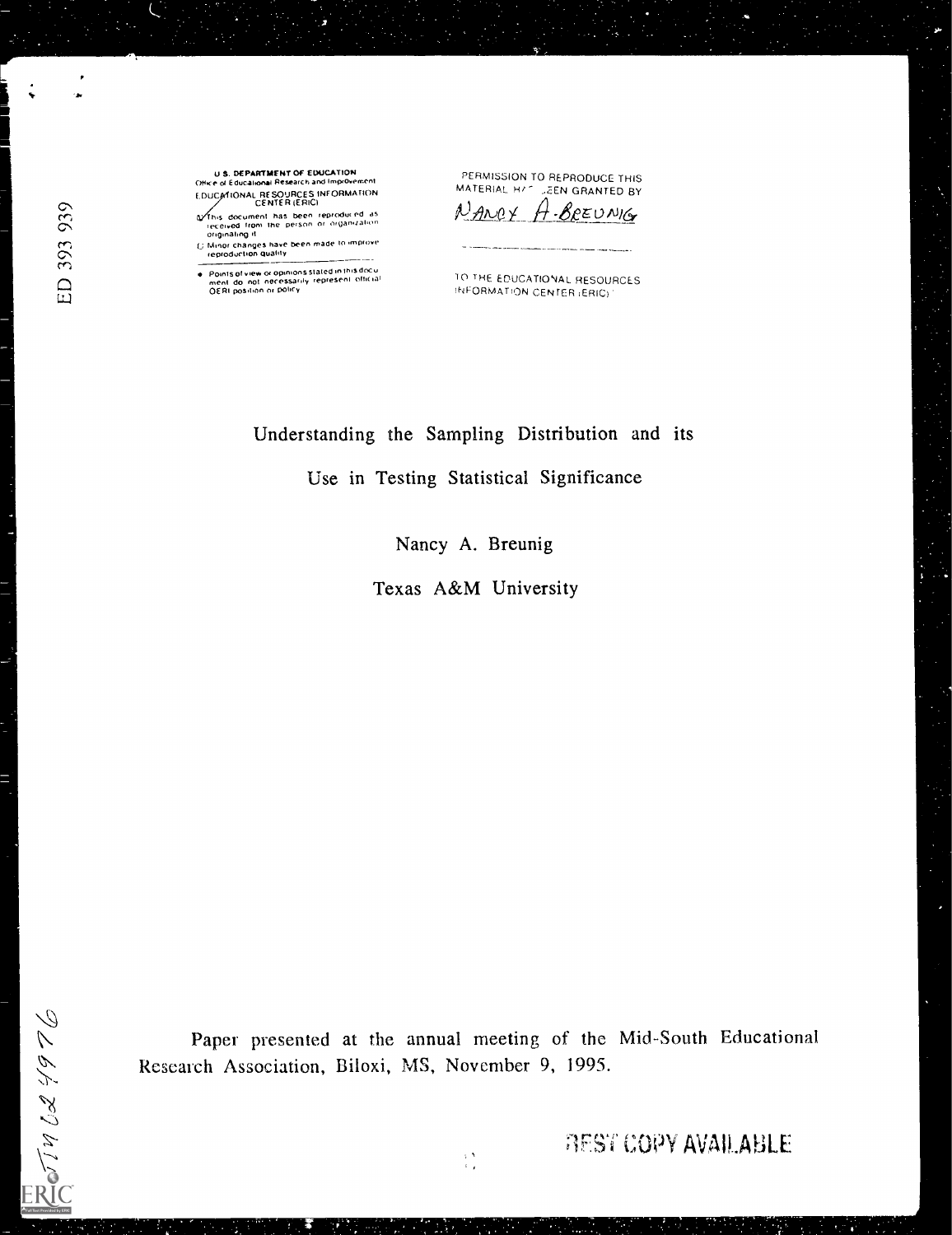U.S. DEPARTMENT OF EDUCATION
Office of Educational Research and Improvement
EDUCATIONAL RESOURCES INFORMATION CENTER (ERIC)

This document has been reproduced as received from the person or organization originating it

Minor changes have been made to improve reproduction quality

Points of view or opinions stated in this document do not necessarily represent official OERI position or policy

PERMISSION TO REPRODUCE THIS MATERIAL HAS BEEN GRANTED BY

NANCY A. BREUNIG

TO THE EDUCATIONAL RESOURCES INFORMATION CENTER (ERIC)

ED 393 939

# Understanding the Sampling Distribution and its Use in Testing Statistical Significance

Nancy A. Breunig

Texas A&M University

Paper presented at the annual meeting of the Mid-South Educational Research Association, Biloxi, MS, November 9, 1995.

TM 024976

BEST COPY AVAILABLE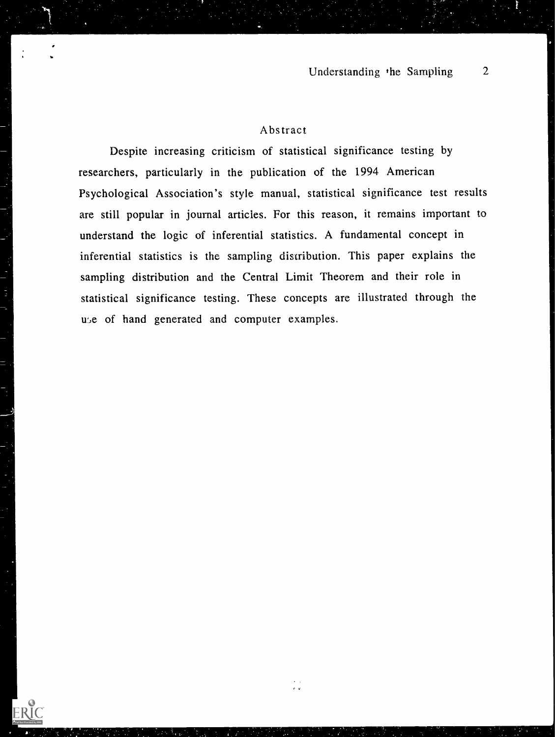## Abstract

Despite increasing criticism of statistical significance testing by researchers, particularly in the publication of the 1994 American Psychological Association's style manual, statistical significance test results are still popular in journal articles. For this reason, it remains important to understand the logic of inferential statistics. A fundamental concept in inferential statistics is the sampling distribution. This paper explains the sampling distribution and the Central Limit Theorem and their role in statistical significance testing. These concepts are illustrated through the use of hand generated and computer examples.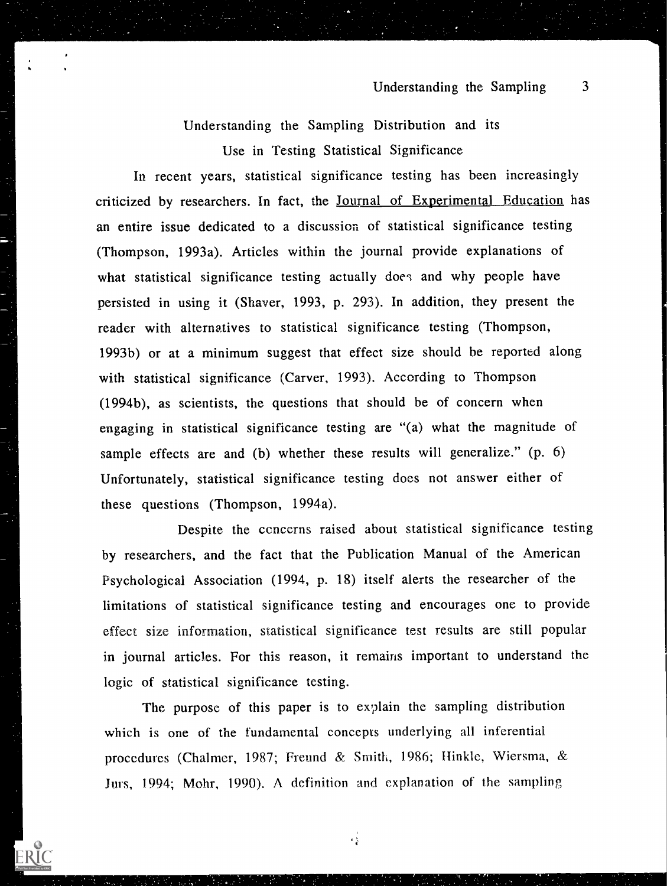# Understanding the Sampling Distribution and its Use in Testing Statistical Significance

In recent years, statistical significance testing has been increasingly criticized by researchers. In fact, the Journal of Experimental Education has an entire issue dedicated to a discussion of statistical significance testing (Thompson, 1993a). Articles within the journal provide explanations of what statistical significance testing actually does and why people have persisted in using it (Shaver, 1993, p. 293). In addition, they present the reader with alternatives to statistical significance testing (Thompson, 1993b) or at a minimum suggest that effect size should be reported along with statistical significance (Carver, 1993). According to Thompson (1994b), as scientists, the questions that should be of concern when engaging in statistical significance testing are "(a) what the magnitude of sample effects are and (b) whether these results will generalize." (p. 6) Unfortunately, statistical significance testing does not answer either of these questions (Thompson, 1994a).

Despite the concerns raised about statistical significance testing by researchers, and the fact that the Publication Manual of the American Psychological Association (1994, p. 18) itself alerts the researcher of the limitations of statistical significance testing and encourages one to provide effect size information, statistical significance test results are still popular in journal articles. For this reason, it remains important to understand the logic of statistical significance testing.

The purpose of this paper is to explain the sampling distribution which is one of the fundamental concepts underlying all inferential procedures (Chalmer, 1987; Freund & Smith, 1986; Hinkle, Wiersma, & Jurs, 1994; Mohr, 1990). A definition and explanation of the sampling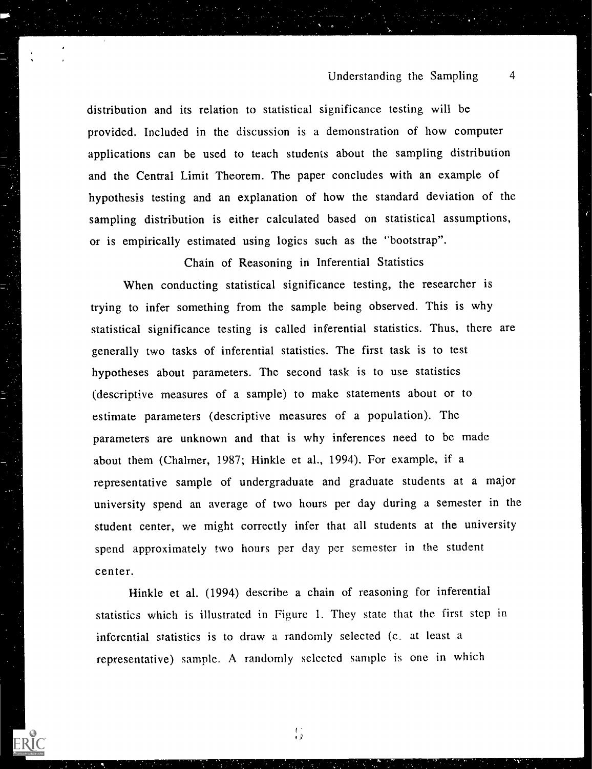distribution and its relation to statistical significance testing will be provided. Included in the discussion is a demonstration of how computer applications can be used to teach students about the sampling distribution and the Central Limit Theorem. The paper concludes with an example of hypothesis testing and an explanation of how the standard deviation of the sampling distribution is either calculated based on statistical assumptions, or is empirically estimated using logics such as the "bootstrap".

## Chain of Reasoning in Inferential Statistics

When conducting statistical significance testing, the researcher is trying to infer something from the sample being observed. This is why statistical significance testing is called inferential statistics. Thus, there are generally two tasks of inferential statistics. The first task is to test hypotheses about parameters. The second task is to use statistics (descriptive measures of a sample) to make statements about or to estimate parameters (descriptive measures of a population). The parameters are unknown and that is why inferences need to be made about them (Chalmer, 1987; Hinkle et al., 1994). For example, if a representative sample of undergraduate and graduate students at a major university spend an average of two hours per day during a semester in the student center, we might correctly infer that all students at the university spend approximately two hours per day per semester in the student center.

Hinkle et al. (1994) describe a chain of reasoning for inferential statistics which is illustrated in Figure 1. They state that the first step in inferential statistics is to draw a randomly selected (c. at least a representative) sample. A randomly selected sample is one in which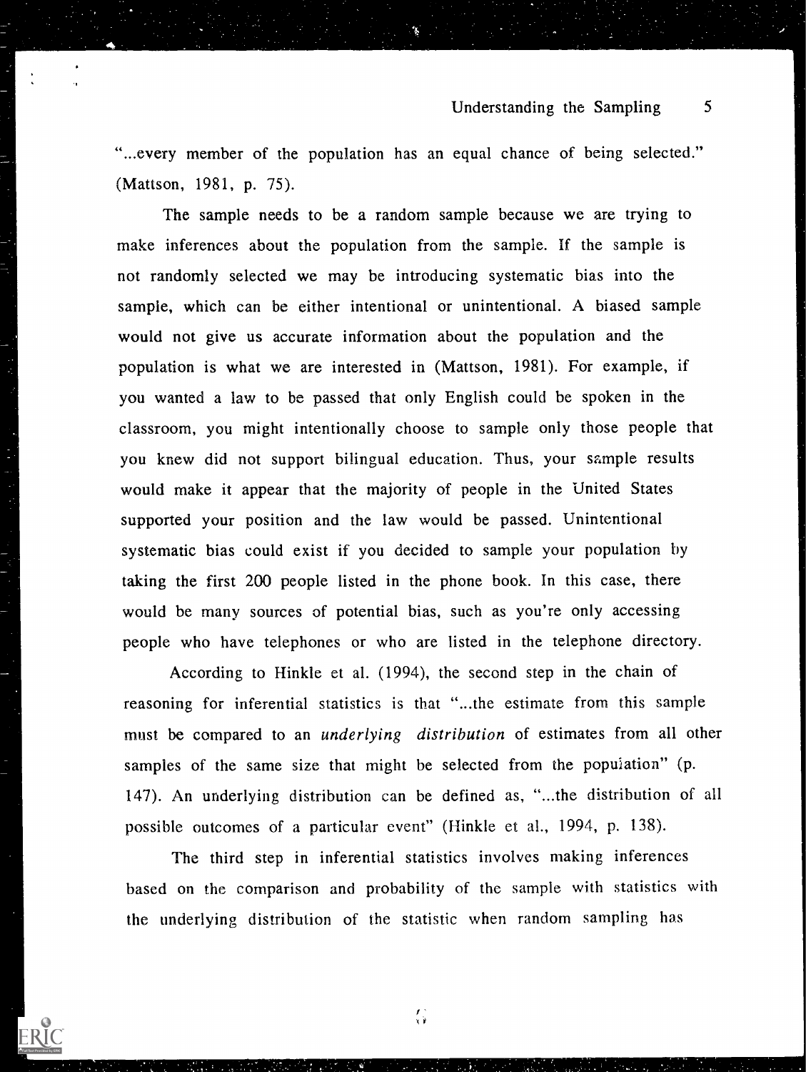"...every member of the population has an equal chance of being selected." (Mattson, 1981, p. 75).

The sample needs to be a random sample because we are trying to make inferences about the population from the sample. If the sample is not randomly selected we may be introducing systematic bias into the sample, which can be either intentional or unintentional. A biased sample would not give us accurate information about the population and the population is what we are interested in (Mattson, 1981). For example, if you wanted a law to be passed that only English could be spoken in the classroom, you might intentionally choose to sample only those people that you knew did not support bilingual education. Thus, your sample results would make it appear that the majority of people in the United States supported your position and the law would be passed. Unintentional systematic bias could exist if you decided to sample your population by taking the first 200 people listed in the phone book. In this case, there would be many sources of potential bias, such as you're only accessing people who have telephones or who are listed in the telephone directory.

According to Hinkle et al. (1994), the second step in the chain of reasoning for inferential statistics is that "...the estimate from this sample must be compared to an *underlying distribution* of estimates from all other samples of the same size that might be selected from the population" (p. 147). An underlying distribution can be defined as, "...the distribution of all possible outcomes of a particular event" (Hinkle et al., 1994, p. 138).

The third step in inferential statistics involves making inferences based on the comparison and probability of the sample with statistics with the underlying distribution of the statistic when random sampling has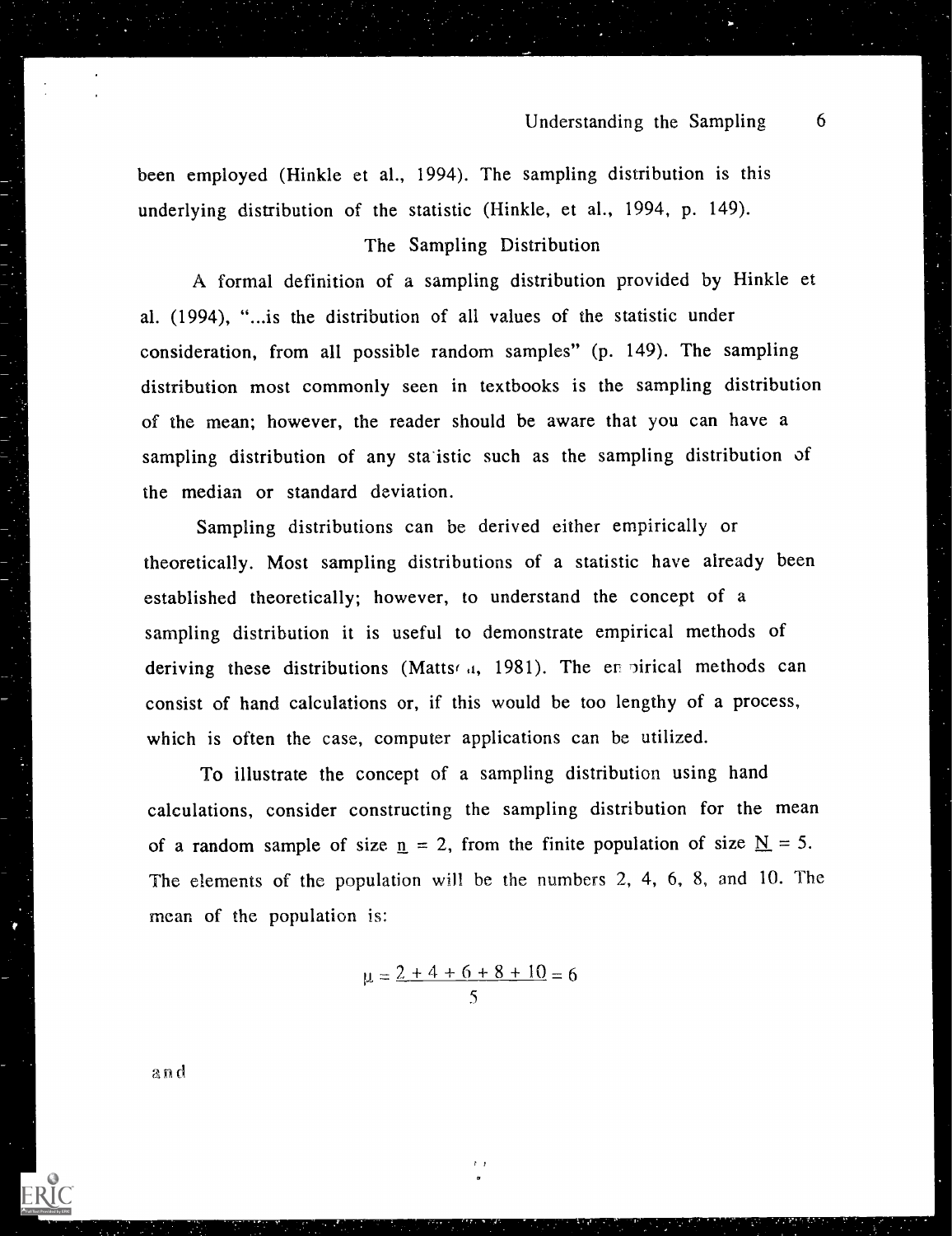been employed (Hinkle et al., 1994). The sampling distribution is this underlying distribution of the statistic (Hinkle, et al., 1994, p. 149).

## The Sampling Distribution

A formal definition of a sampling distribution provided by Hinkle et al. (1994), "...is the distribution of all values of the statistic under consideration, from all possible random samples" (p. 149). The sampling distribution most commonly seen in textbooks is the sampling distribution of the mean; however, the reader should be aware that you can have a sampling distribution of any statistic such as the sampling distribution of the median or standard deviation.

Sampling distributions can be derived either empirically or theoretically. Most sampling distributions of a statistic have already been established theoretically; however, to understand the concept of a sampling distribution it is useful to demonstrate empirical methods of deriving these distributions (Mattson, 1981). The empirical methods can consist of hand calculations or, if this would be too lengthy of a process, which is often the case, computer applications can be utilized.

To illustrate the concept of a sampling distribution using hand calculations, consider constructing the sampling distribution for the mean of a random sample of size $n = 2$, from the finite population of size $N = 5$. The elements of the population will be the numbers 2, 4, 6, 8, and 10. The mean of the population is:

$$\mu = \frac{2 + 4 + 6 + 8 + 10}{5} = 6$$

and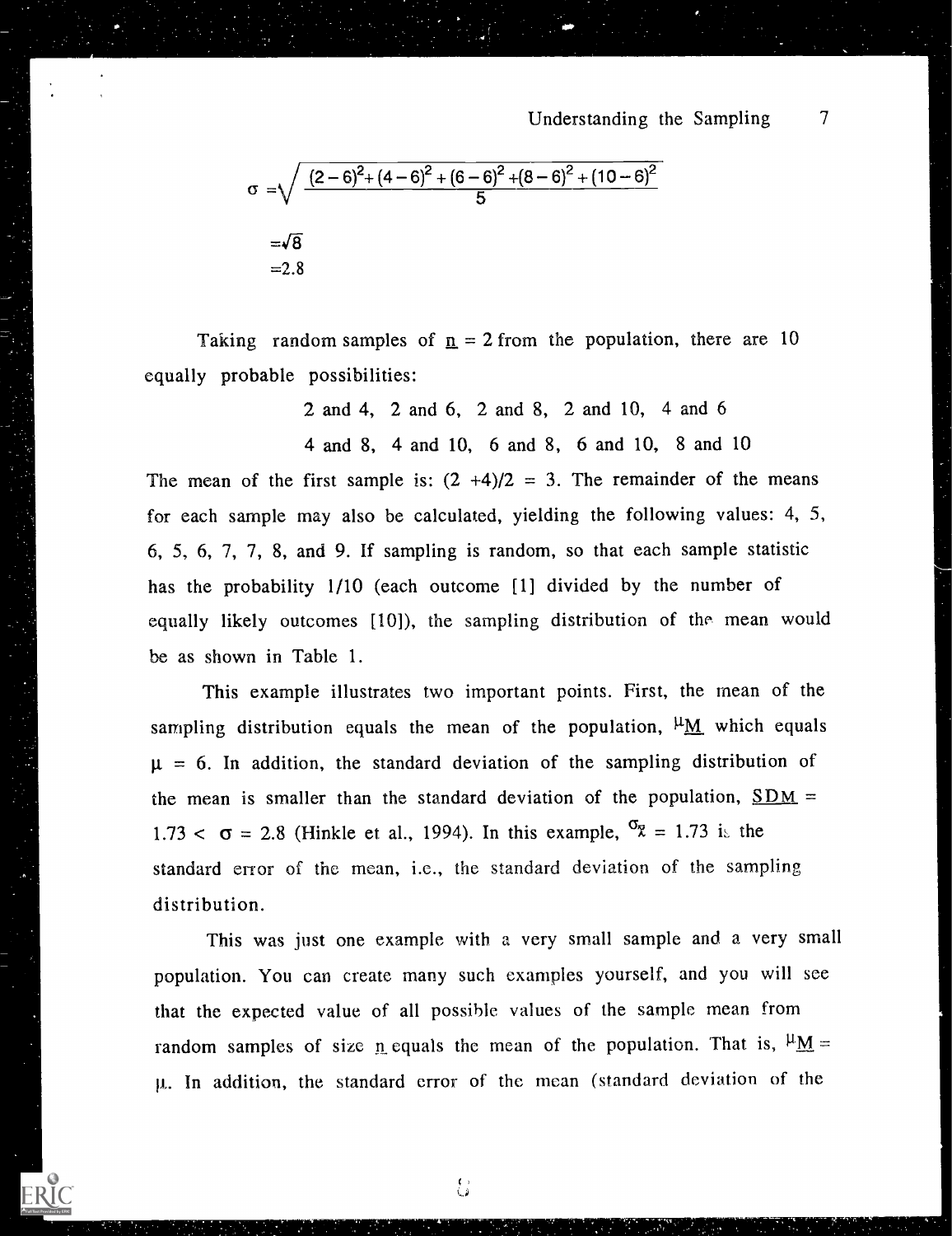$$\sigma = \sqrt{\frac{(2-6)^2+(4-6)^2+(6-6)^2+(8-6)^2+(10-6)^2}{5}}$$

$$= \sqrt{8}$$
$$= 2.8$$

Taking random samples of $\underline{n} = 2$ from the population, there are 10 equally probable possibilities:

2 and 4, 2 and 6, 2 and 8, 2 and 10, 4 and 6

4 and 8, 4 and 10, 6 and 8, 6 and 10, 8 and 10

The mean of the first sample is: $(2 + 4)/2 = 3$. The remainder of the means for each sample may also be calculated, yielding the following values: 4, 5, 6, 5, 6, 7, 7, 8, and 9. If sampling is random, so that each sample statistic has the probability 1/10 (each outcome [1] divided by the number of equally likely outcomes [10]), the sampling distribution of the mean would be as shown in Table 1.

This example illustrates two important points. First, the mean of the sampling distribution equals the mean of the population, $\mu_{\underline{M}}$ which equals $\mu = 6$. In addition, the standard deviation of the sampling distribution of the mean is smaller than the standard deviation of the population, $\underline{SDM} = 1.73 < \sigma = 2.8$ (Hinkle et al., 1994). In this example, $\sigma_{\bar{x}} = 1.73$ is the standard error of the mean, i.e., the standard deviation of the sampling distribution.

This was just one example with a very small sample and a very small population. You can create many such examples yourself, and you will see that the expected value of all possible values of the sample mean from random samples of size $\underline{n}$ equals the mean of the population. That is, $\mu_{\underline{M}} = \mu$. In addition, the standard error of the mean (standard deviation of the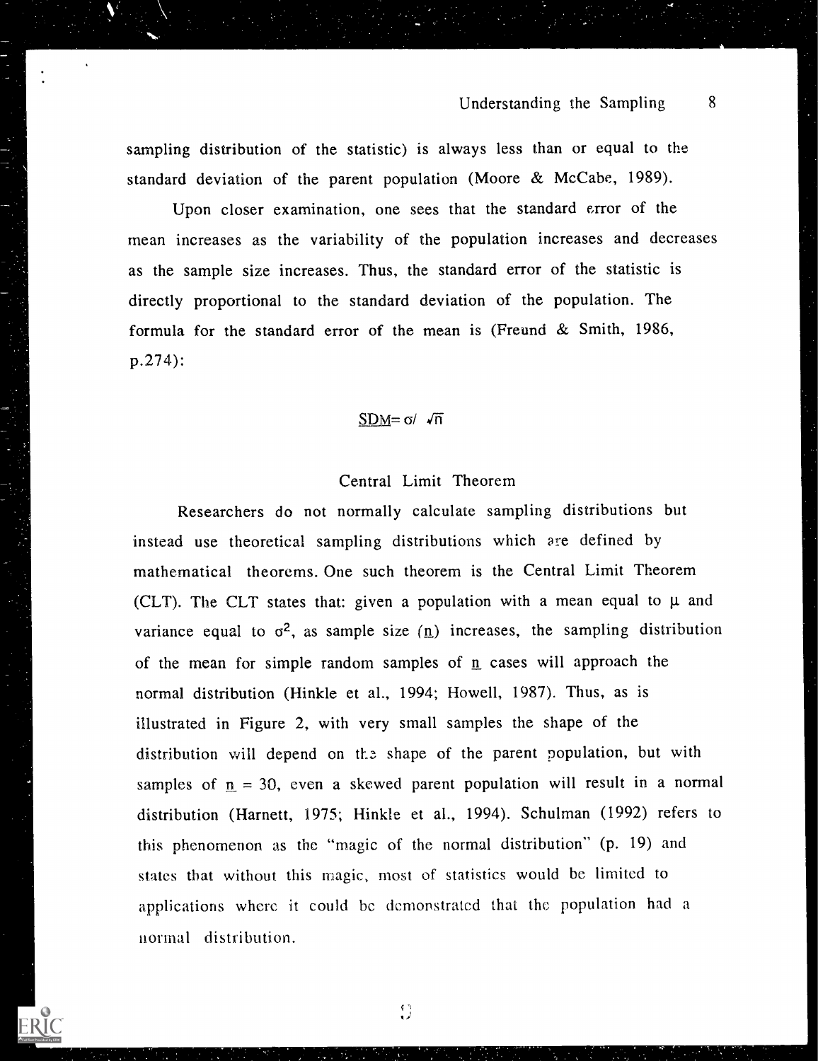sampling distribution of the statistic) is always less than or equal to the standard deviation of the parent population (Moore & McCabe, 1989).

Upon closer examination, one sees that the standard error of the mean increases as the variability of the population increases and decreases as the sample size increases. Thus, the standard error of the statistic is directly proportional to the standard deviation of the population. The formula for the standard error of the mean is (Freund & Smith, 1986, p.274):

$$\underline{SD_M} = \sigma / \sqrt{n}$$

## Central Limit Theorem

Researchers do not normally calculate sampling distributions but instead use theoretical sampling distributions which are defined by mathematical theorems. One such theorem is the Central Limit Theorem (CLT). The CLT states that: given a population with a mean equal to $\mu$ and variance equal to $\sigma^2$, as sample size ($\underline{n}$) increases, the sampling distribution of the mean for simple random samples of $\underline{n}$ cases will approach the normal distribution (Hinkle et al., 1994; Howell, 1987). Thus, as is illustrated in Figure 2, with very small samples the shape of the distribution will depend on the shape of the parent population, but with samples of $\underline{n} = 30$, even a skewed parent population will result in a normal distribution (Harnett, 1975; Hinkle et al., 1994). Schulman (1992) refers to this phenomenon as the "magic of the normal distribution" (p. 19) and states that without this magic, most of statistics would be limited to applications where it could be demonstrated that the population had a normal distribution.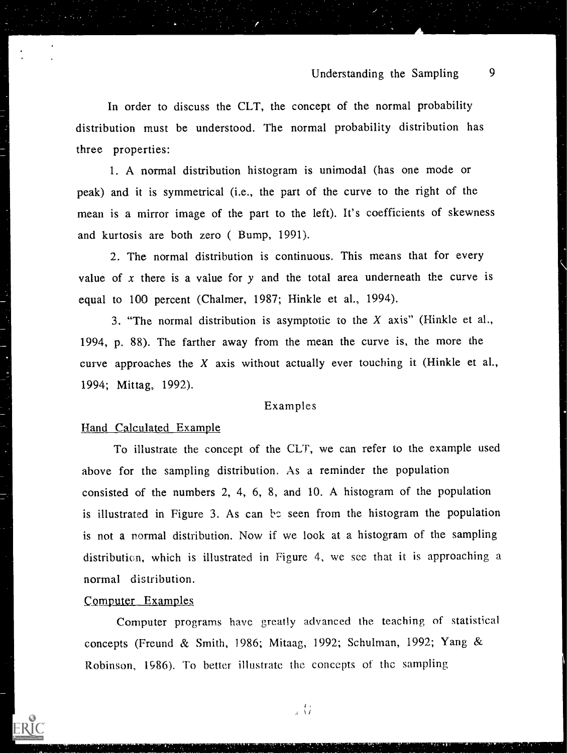In order to discuss the CLT, the concept of the normal probability distribution must be understood. The normal probability distribution has three properties:

1. A normal distribution histogram is unimodal (has one mode or peak) and it is symmetrical (i.e., the part of the curve to the right of the mean is a mirror image of the part to the left). It's coefficients of skewness and kurtosis are both zero ( Bump, 1991).

2. The normal distribution is continuous. This means that for every value of $x$ there is a value for $y$ and the total area underneath the curve is equal to 100 percent (Chalmer, 1987; Hinkle et al., 1994).

3. "The normal distribution is asymptotic to the $X$ axis" (Hinkle et al., 1994, p. 88). The farther away from the mean the curve is, the more the curve approaches the $X$ axis without actually ever touching it (Hinkle et al., 1994; Mittag, 1992).

## Examples

### Hand Calculated Example

To illustrate the concept of the CLT, we can refer to the example used above for the sampling distribution. As a reminder the population consisted of the numbers 2, 4, 6, 8, and 10. A histogram of the population is illustrated in Figure 3. As can be seen from the histogram the population is not a normal distribution. Now if we look at a histogram of the sampling distribution, which is illustrated in Figure 4, we see that it is approaching a normal distribution.

### Computer Examples

Computer programs have greatly advanced the teaching of statistical concepts (Freund & Smith, 1986; Mitaag, 1992; Schulman, 1992; Yang & Robinson, 1986). To better illustrate the concepts of the sampling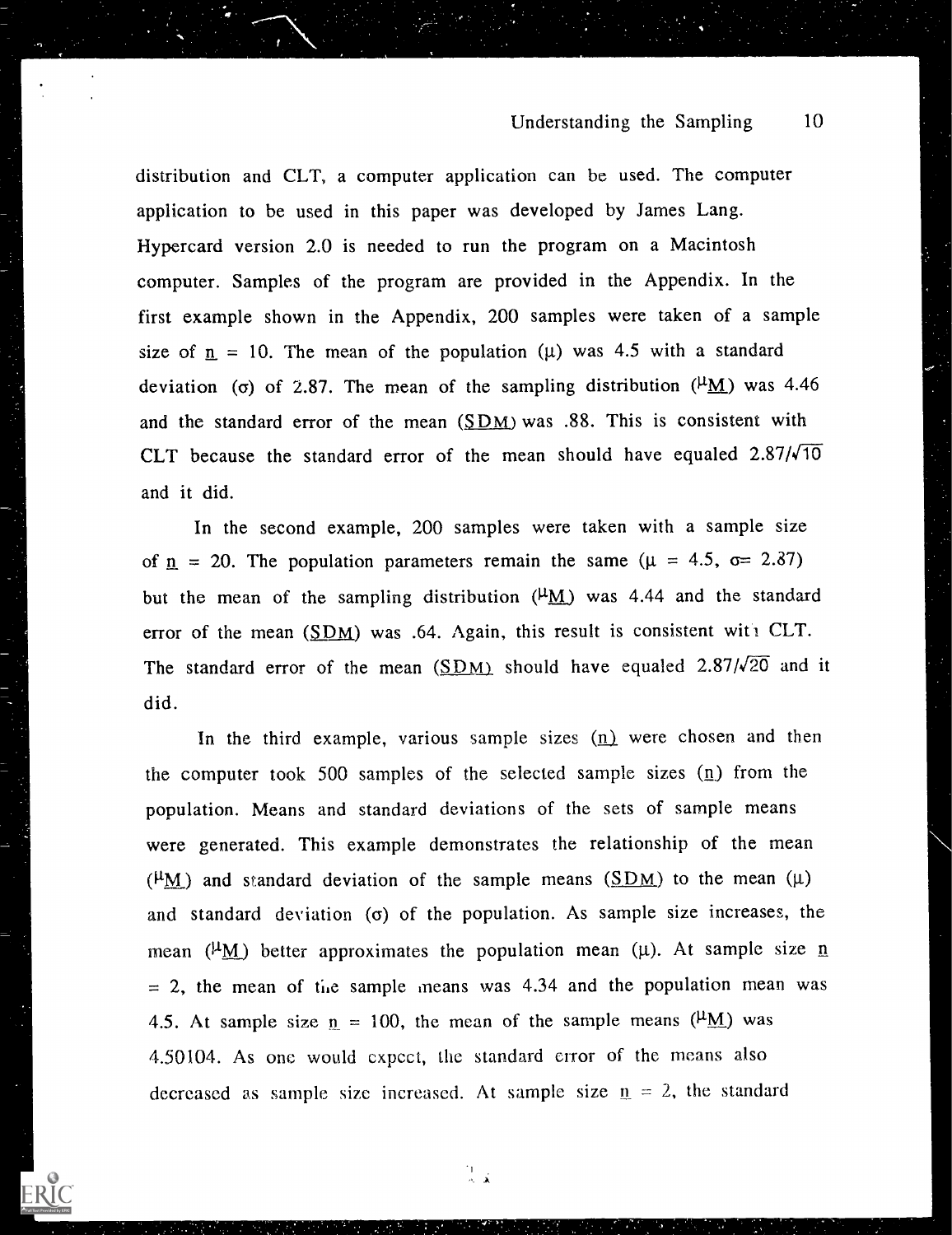distribution and CLT, a computer application can be used. The computer application to be used in this paper was developed by James Lang. Hypercard version 2.0 is needed to run the program on a Macintosh computer. Samples of the program are provided in the Appendix. In the first example shown in the Appendix, 200 samples were taken of a sample size of $n = 10$. The mean of the population ($\mu$) was 4.5 with a standard deviation ($\sigma$) of 2.87. The mean of the sampling distribution ($\mu_M$) was 4.46 and the standard error of the mean ($SD_M$) was .88. This is consistent with CLT because the standard error of the mean should have equaled $2.87/\sqrt{10}$ and it did.

In the second example, 200 samples were taken with a sample size of $n = 20$. The population parameters remain the same ($\mu = 4.5$, $\sigma = 2.87$) but the mean of the sampling distribution ($\mu_M$) was 4.44 and the standard error of the mean ($SD_M$) was .64. Again, this result is consistent with CLT. The standard error of the mean ($SD_M$) should have equaled $2.87/\sqrt{20}$ and it did.

In the third example, various sample sizes ($n$) were chosen and then the computer took 500 samples of the selected sample sizes ($n$) from the population. Means and standard deviations of the sets of sample means were generated. This example demonstrates the relationship of the mean ($\mu_M$) and standard deviation of the sample means ($SD_M$) to the mean ($\mu$) and standard deviation ($\sigma$) of the population. As sample size increases, the mean ($\mu_M$) better approximates the population mean ($\mu$). At sample size $n = 2$, the mean of the sample means was 4.34 and the population mean was 4.5. At sample size $n = 100$, the mean of the sample means ($\mu_M$) was 4.50104. As one would expect, the standard error of the means also decreased as sample size increased. At sample size $n = 2$, the standard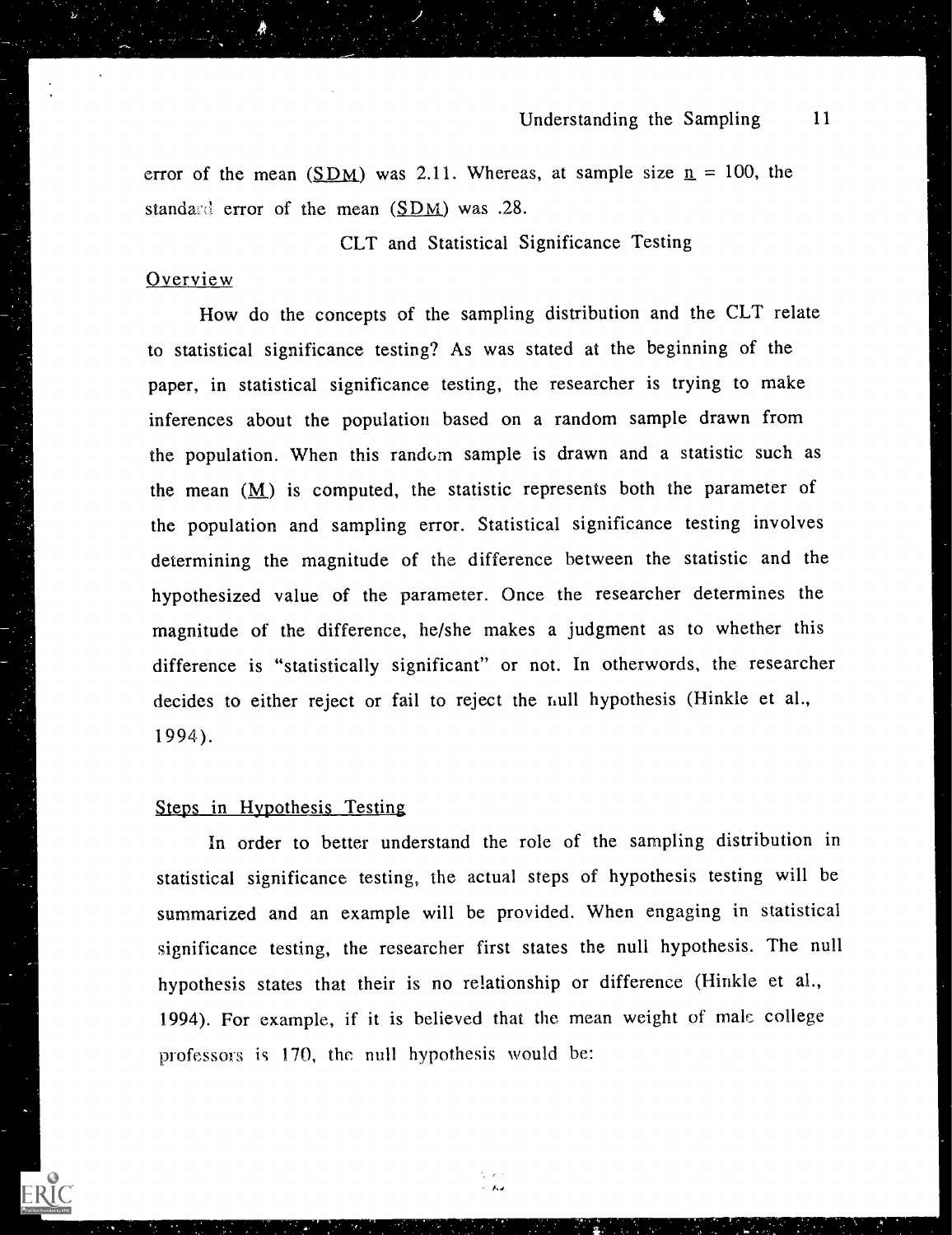error of the mean (SDM) was 2.11. Whereas, at sample size $n = 100$, the standard error of the mean (SDM) was .28.

## CLT and Statistical Significance Testing

### Overview

How do the concepts of the sampling distribution and the CLT relate to statistical significance testing? As was stated at the beginning of the paper, in statistical significance testing, the researcher is trying to make inferences about the population based on a random sample drawn from the population. When this random sample is drawn and a statistic such as the mean ($M$) is computed, the statistic represents both the parameter of the population and sampling error. Statistical significance testing involves determining the magnitude of the difference between the statistic and the hypothesized value of the parameter. Once the researcher determines the magnitude of the difference, he/she makes a judgment as to whether this difference is "statistically significant" or not. In otherwords, the researcher decides to either reject or fail to reject the null hypothesis (Hinkle et al., 1994).

### Steps in Hypothesis Testing

In order to better understand the role of the sampling distribution in statistical significance testing, the actual steps of hypothesis testing will be summarized and an example will be provided. When engaging in statistical significance testing, the researcher first states the null hypothesis. The null hypothesis states that their is no relationship or difference (Hinkle et al., 1994). For example, if it is believed that the mean weight of male college professors is 170, the null hypothesis would be: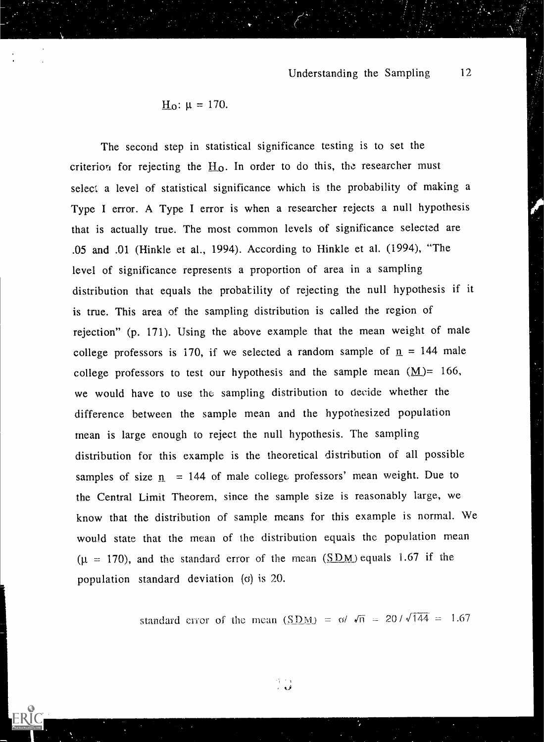$H_o$: $\mu = 170$.

The second step in statistical significance testing is to set the criterion for rejecting the $H_o$. In order to do this, the researcher must select a level of statistical significance which is the probability of making a Type I error. A Type I error is when a researcher rejects a null hypothesis that is actually true. The most common levels of significance selected are .05 and .01 (Hinkle et al., 1994). According to Hinkle et al. (1994), "The level of significance represents a proportion of area in a sampling distribution that equals the probability of rejecting the null hypothesis if it is true. This area of the sampling distribution is called the region of rejection" (p. 171). Using the above example that the mean weight of male college professors is 170, if we selected a random sample of $n = 144$ male college professors to test our hypothesis and the sample mean ($M$)= 166, we would have to use the sampling distribution to decide whether the difference between the sample mean and the hypothesized population mean is large enough to reject the null hypothesis. The sampling distribution for this example is the theoretical distribution of all possible samples of size $n = 144$ of male college professors' mean weight. Due to the Central Limit Theorem, since the sample size is reasonably large, we know that the distribution of sample means for this example is normal. We would state that the mean of the distribution equals the population mean ($\mu = 170$), and the standard error of the mean ($SDM$) equals 1.67 if the population standard deviation ($\sigma$) is 20.

standard error of the mean ($SDM$) $= \sigma / \sqrt{n} = 20 / \sqrt{144} = 1.67$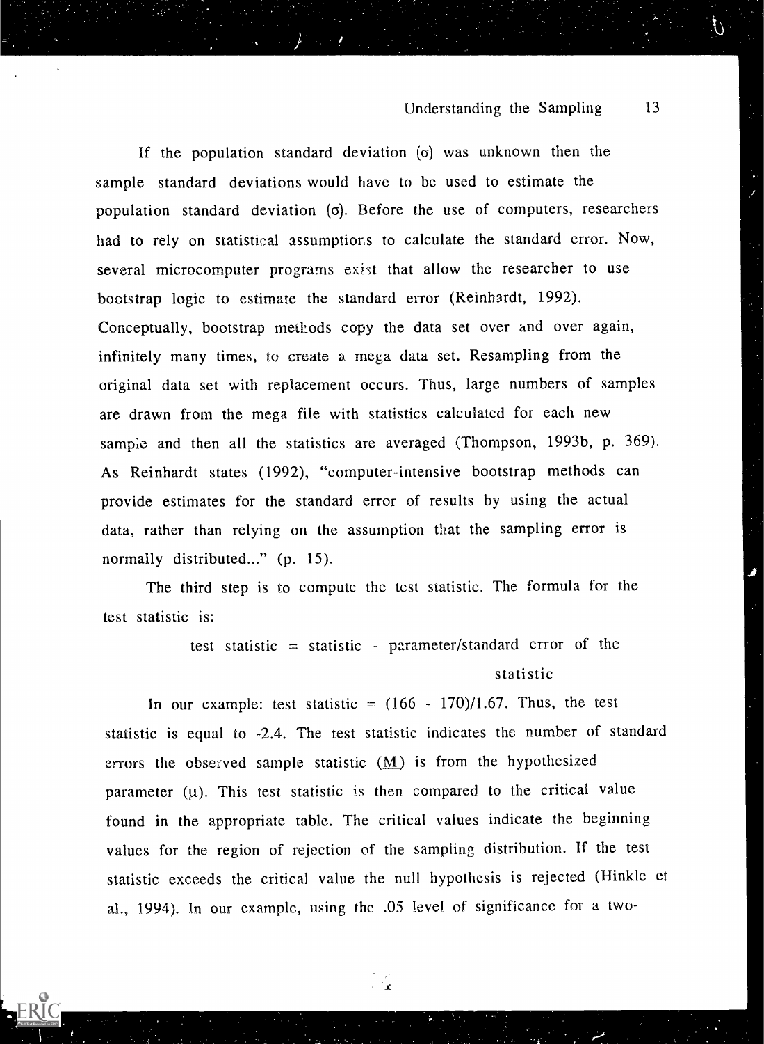If the population standard deviation ($\sigma$) was unknown then the sample standard deviations would have to be used to estimate the population standard deviation ($\sigma$). Before the use of computers, researchers had to rely on statistical assumptions to calculate the standard error. Now, several microcomputer programs exist that allow the researcher to use bootstrap logic to estimate the standard error (Reinhardt, 1992). Conceptually, bootstrap methods copy the data set over and over again, infinitely many times, to create a mega data set. Resampling from the original data set with replacement occurs. Thus, large numbers of samples are drawn from the mega file with statistics calculated for each new sample and then all the statistics are averaged (Thompson, 1993b, p. 369). As Reinhardt states (1992), "computer-intensive bootstrap methods can provide estimates for the standard error of results by using the actual data, rather than relying on the assumption that the sampling error is normally distributed..." (p. 15).

The third step is to compute the test statistic. The formula for the test statistic is:

$$\text{test statistic} = \text{statistic} - \text{parameter}/\text{standard error of the statistic}$$

In our example: test statistic = $(166 - 170)/1.67$. Thus, the test statistic is equal to -2.4. The test statistic indicates the number of standard errors the observed sample statistic ($\underline{M}$) is from the hypothesized parameter ($\mu$). This test statistic is then compared to the critical value found in the appropriate table. The critical values indicate the beginning values for the region of rejection of the sampling distribution. If the test statistic exceeds the critical value the null hypothesis is rejected (Hinkle et al., 1994). In our example, using the .05 level of significance for a two-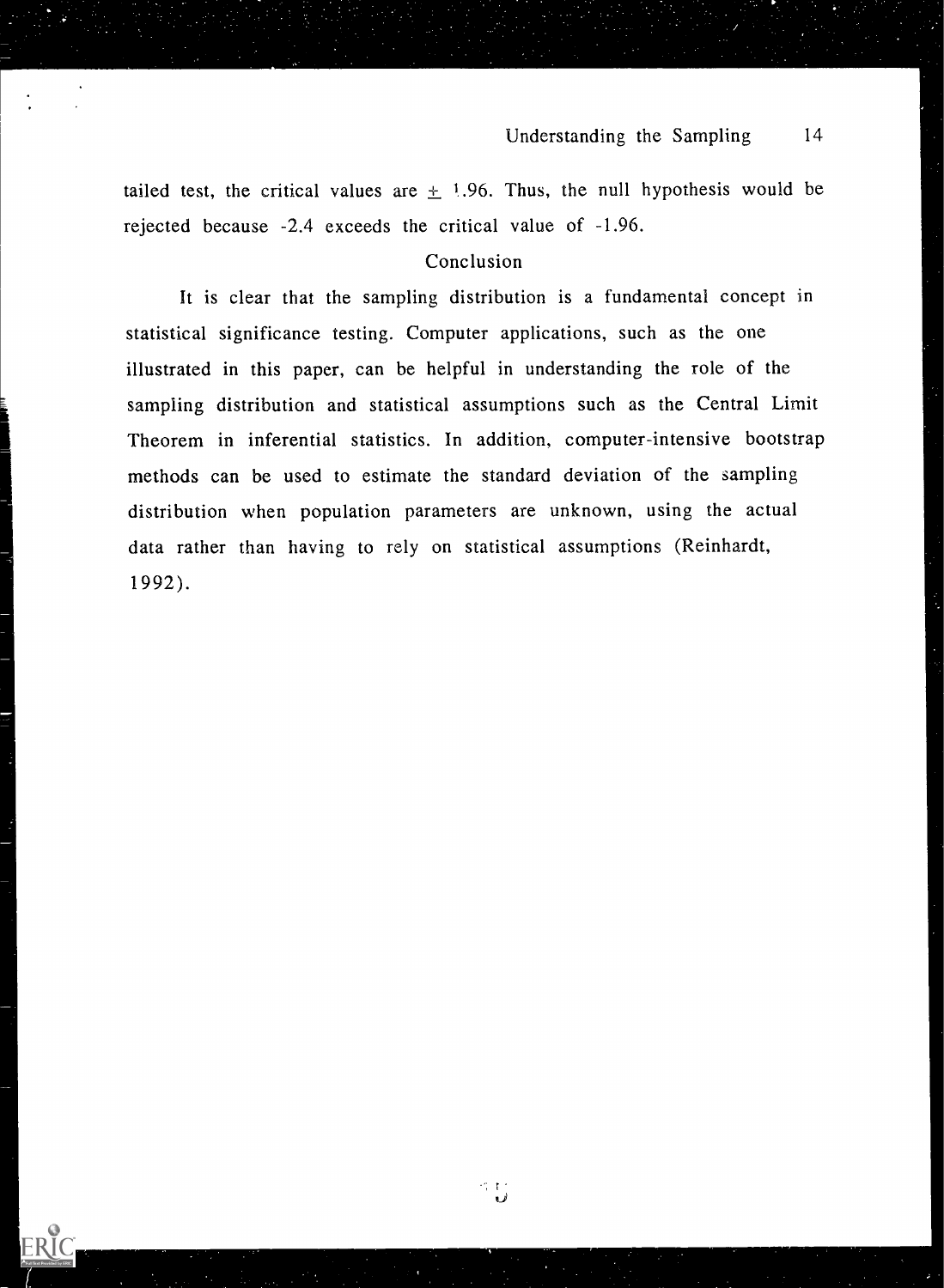tailed test, the critical values are $\pm$ 1.96. Thus, the null hypothesis would be rejected because -2.4 exceeds the critical value of -1.96.

## Conclusion

It is clear that the sampling distribution is a fundamental concept in statistical significance testing. Computer applications, such as the one illustrated in this paper, can be helpful in understanding the role of the sampling distribution and statistical assumptions such as the Central Limit Theorem in inferential statistics. In addition, computer-intensive bootstrap methods can be used to estimate the standard deviation of the sampling distribution when population parameters are unknown, using the actual data rather than having to rely on statistical assumptions (Reinhardt, 1992).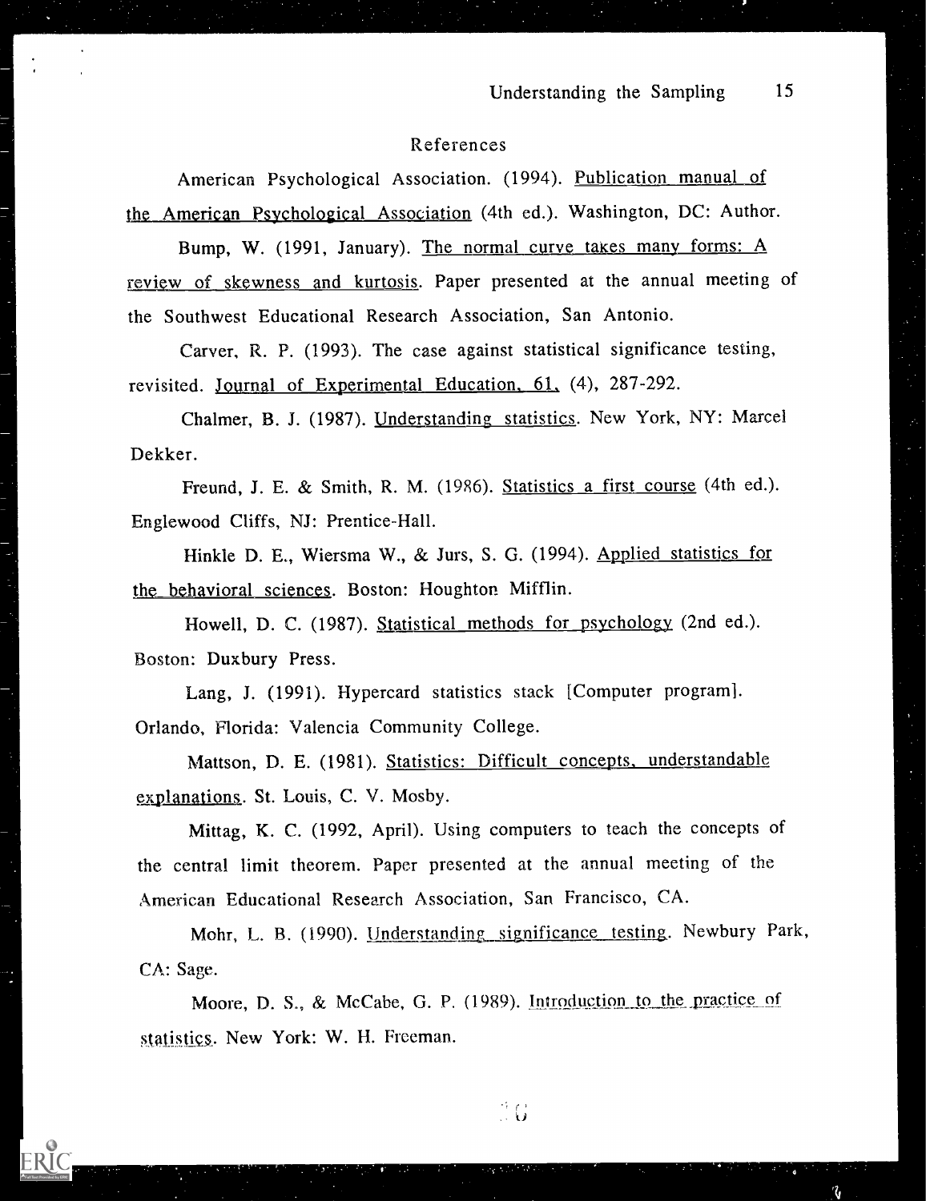# References

American Psychological Association. (1994). Publication manual of the American Psychological Association (4th ed.). Washington, DC: Author.

Bump, W. (1991, January). The normal curve takes many forms: A review of skewness and kurtosis. Paper presented at the annual meeting of the Southwest Educational Research Association, San Antonio.

Carver, R. P. (1993). The case against statistical significance testing, revisited. Journal of Experimental Education, 61, (4), 287-292.

Chalmer, B. J. (1987). Understanding statistics. New York, NY: Marcel Dekker.

Freund, J. E. & Smith, R. M. (1986). Statistics a first course (4th ed.). Englewood Cliffs, NJ: Prentice-Hall.

Hinkle D. E., Wiersma W., & Jurs, S. G. (1994). Applied statistics for the behavioral sciences. Boston: Houghton Mifflin.

Howell, D. C. (1987). Statistical methods for psychology (2nd ed.). Boston: Duxbury Press.

Lang, J. (1991). Hypercard statistics stack [Computer program]. Orlando, Florida: Valencia Community College.

Mattson, D. E. (1981). Statistics: Difficult concepts, understandable explanations. St. Louis, C. V. Mosby.

Mittag, K. C. (1992, April). Using computers to teach the concepts of the central limit theorem. Paper presented at the annual meeting of the American Educational Research Association, San Francisco, CA.

Mohr, L. B. (1990). Understanding significance testing. Newbury Park, CA: Sage.

Moore, D. S., & McCabe, G. P. (1989). Introduction to the practice of statistics. New York: W. H. Freeman.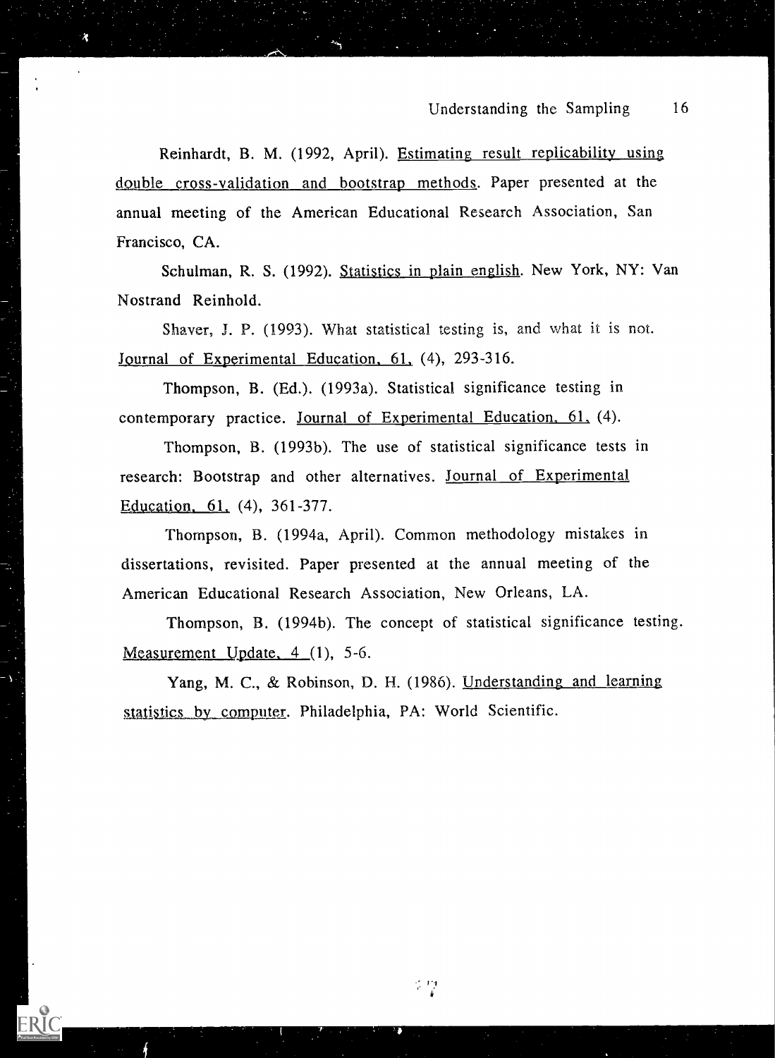Reinhardt, B. M. (1992, April). Estimating result replicability using double cross-validation and bootstrap methods. Paper presented at the annual meeting of the American Educational Research Association, San Francisco, CA.

Schulman, R. S. (1992). Statistics in plain english. New York, NY: Van Nostrand Reinhold.

Shaver, J. P. (1993). What statistical testing is, and what it is not. Journal of Experimental Education, 61, (4), 293-316.

Thompson, B. (Ed.). (1993a). Statistical significance testing in contemporary practice. Journal of Experimental Education, 61, (4).

Thompson, B. (1993b). The use of statistical significance tests in research: Bootstrap and other alternatives. Journal of Experimental Education, 61, (4), 361-377.

Thompson, B. (1994a, April). Common methodology mistakes in dissertations, revisited. Paper presented at the annual meeting of the American Educational Research Association, New Orleans, LA.

Thompson, B. (1994b). The concept of statistical significance testing. Measurement Update, 4 (1), 5-6.

Yang, M. C., & Robinson, D. H. (1986). Understanding and learning statistics by computer. Philadelphia, PA: World Scientific.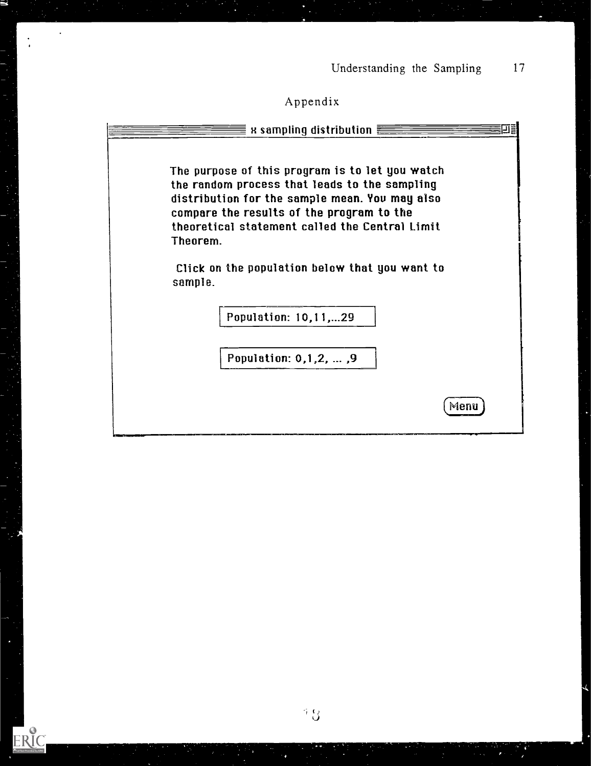## Appendix

**x̄ sampling distribution**

The purpose of this program is to let you watch the random process that leads to the sampling distribution for the sample mean. You may also compare the results of the program to the theoretical statement called the Central Limit Theorem.

Click on the population below that you want to sample.

Population: 10,11,...29

Population: 0,1,2, ... ,9

Menu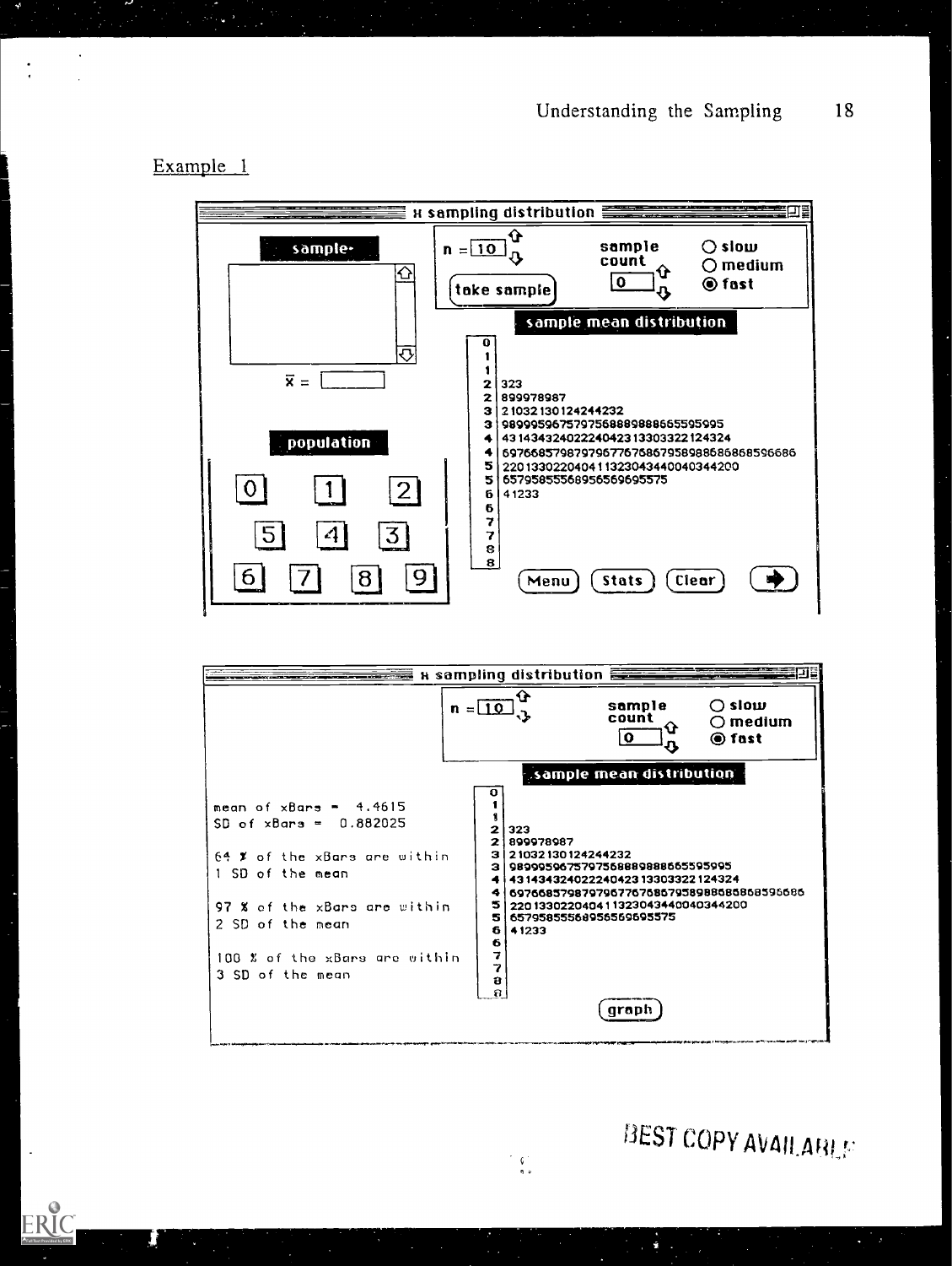Example 1

```
x sampling distribution

sample                  n = 10          sample count   ○ slow
                                        0              ○ medium
                        take sample                    ◉ fast

x̄ =                     sample mean distribution
                        0 |
population              1 |
                        1 |
0    1    2             2 | 323
                        2 | 899978987
5    4    3             3 | 21032130124244232
                        3 | 9899959675797568889888665595995
6    7    8    9        4 | 431434324022240423133033221 24324
                        4 | 6976685798797967767686795898868586859668 6
                        5 | 2201330220404113230434400403442 00
                        5 | 6579585556895656 9695575
                        6 | 41233
                        6 |
                        7 |
                        7 |
                        8 |
                        8 |
                        Menu   Stats   Clear
```

```
x sampling distribution

                        n = 10          sample count   ○ slow
                                        0              ○ medium
                                                       ◉ fast

                        sample mean distribution
mean of xBars =  4.4615         0 |
SD of xBars =  0.882025         1 |
                                1 |
64 % of the xBars are within    2 | 323
1 SD of the mean                2 | 899978987
                                3 | 21032130124244232
97 % of the xBars are within    3 | 9899959675797568889888665595995
2 SD of the mean                4 | 431434324022240423133033221 24324
                                4 | 6976685798797967767686795898868586859668 6
100 % of the xBars are within   5 | 2201330220404113230434400403442 00
3 SD of the mean                5 | 6579585556895656 9695575
                                6 | 41233
                                6 |
                                7 |
                                7 |
                                8 |
                                8 |
                                graph
```

BEST COPY AVAILABLE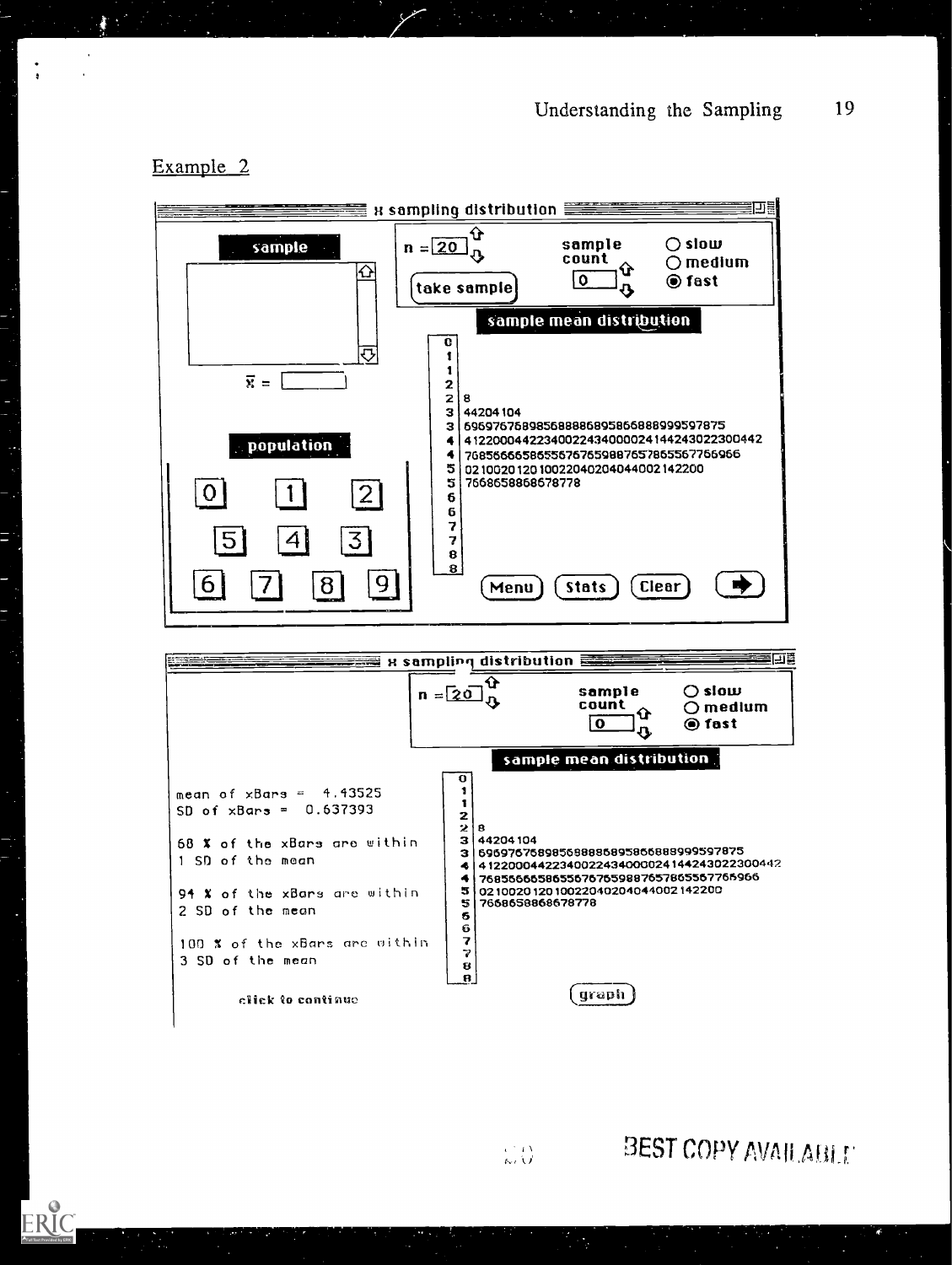Example 2

x sampling distribution

sample

n = 20

take sample

sample count 0

○ slow
○ medium
◉ fast

sample mean distribution

$\bar{x}$ =

population

0 1 2
5 4 3
6 7 8 9

```
0|
1|
1|
2|
2|8
3|44204104
3|6959767589856888868958688899997875
4|4122000442234002243400002414424302230044
4|7685666658655676765988765786556776696
5|021002012010022040204044002142200
5|7668658868678778
6|
6|
7|
7|
8|
8|
```

Menu Stats Clear

x sampling distribution

n = 20

sample count 0

○ slow
○ medium
◉ fast

sample mean distribution

mean of xBars = 4.43525
SD of xBars = 0.637393

68 % of the xBars are within 1 SD of the mean

94 % of the xBars are within 2 SD of the mean

100 % of the xBars are within 3 SD of the mean

click to continue

```
0|
1|
1|
2|
2|8
3|44204104
3|6959767589856888868958688899997875
4|4122000442234002243400002414424302230044
4|7685666658655676765988765786556776696
5|021002012010022040204044002142200
5|7668658868678778
6|
6|
7|
7|
8|
8|
```

graph

BEST COPY AVAILABLE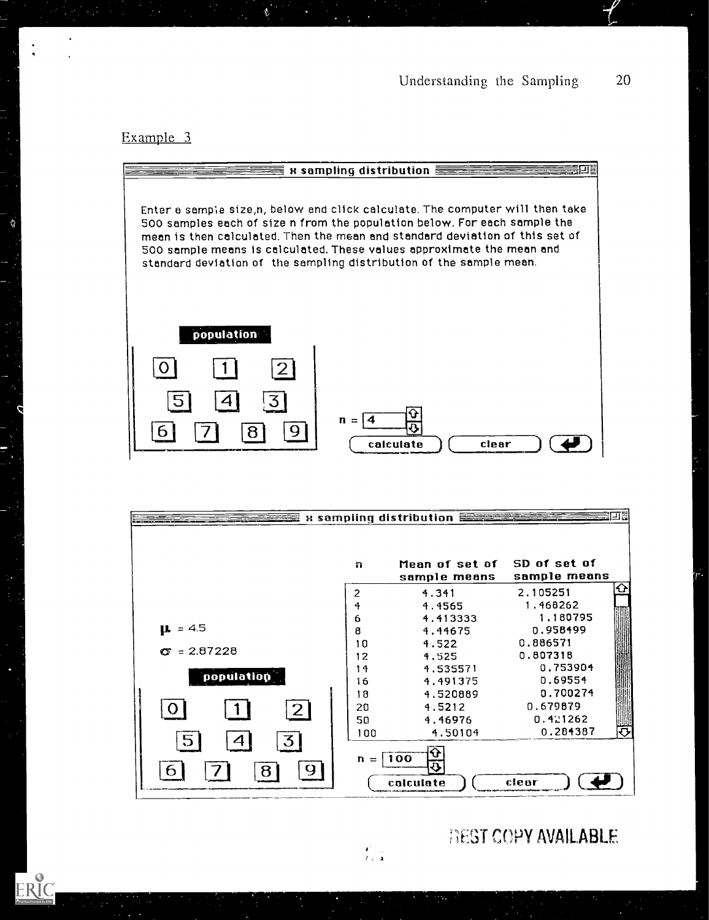Example 3

**x̄ sampling distribution**

Enter a sample size,n, below and click calculate. The computer will then take 500 samples each of size n from the population below. For each sample the mean is then calculated. Then the mean and standard deviation of this set of 500 sample means is calculated. These values approximate the mean and standard deviation of the sampling distribution of the sample mean.

**population**

0 1 2

5 4 3

6 7 8 9

n = 4

calculate | clear

**x̄ sampling distribution**

$\mu$ = 4.5

$\sigma$ = 2.87228

**population**

0 1 2

5 4 3

6 7 8 9

| n | Mean of set of sample means | SD of set of sample means |
|---|---|---|
| 2 | 4.341 | 2.105251 |
| 4 | 4.4565 | 1.468262 |
| 6 | 4.413333 | 1.180795 |
| 8 | 4.44675 | 0.958499 |
| 10 | 4.522 | 0.886571 |
| 12 | 4.525 | 0.807318 |
| 14 | 4.535571 | 0.753904 |
| 16 | 4.491375 | 0.69554 |
| 18 | 4.520889 | 0.700274 |
| 20 | 4.5212 | 0.679879 |
| 50 | 4.46976 | 0.421262 |
| 100 | 4.50104 | 0.284387 |

n = 100

calculate | clear

BEST COPY AVAILABLE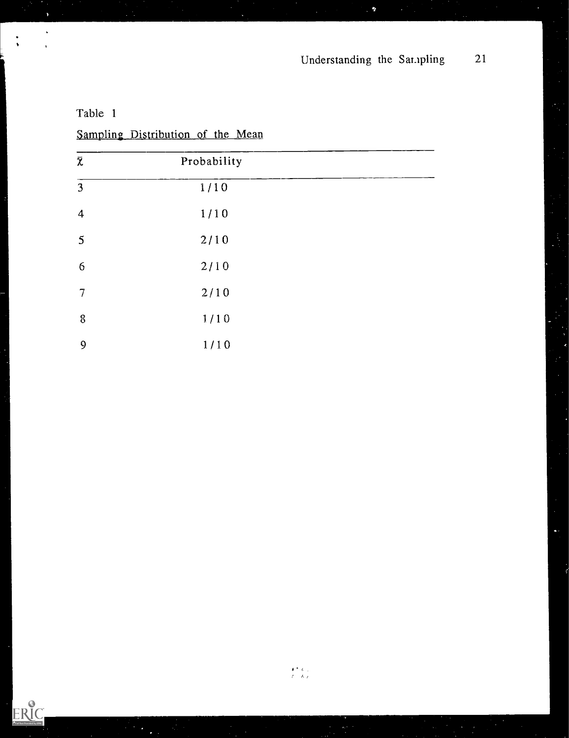Table 1

Sampling Distribution of the Mean

| $\bar{X}$ | Probability |
|---|---|
| 3 | 1/10 |
| 4 | 1/10 |
| 5 | 2/10 |
| 6 | 2/10 |
| 7 | 2/10 |
| 8 | 1/10 |
| 9 | 1/10 |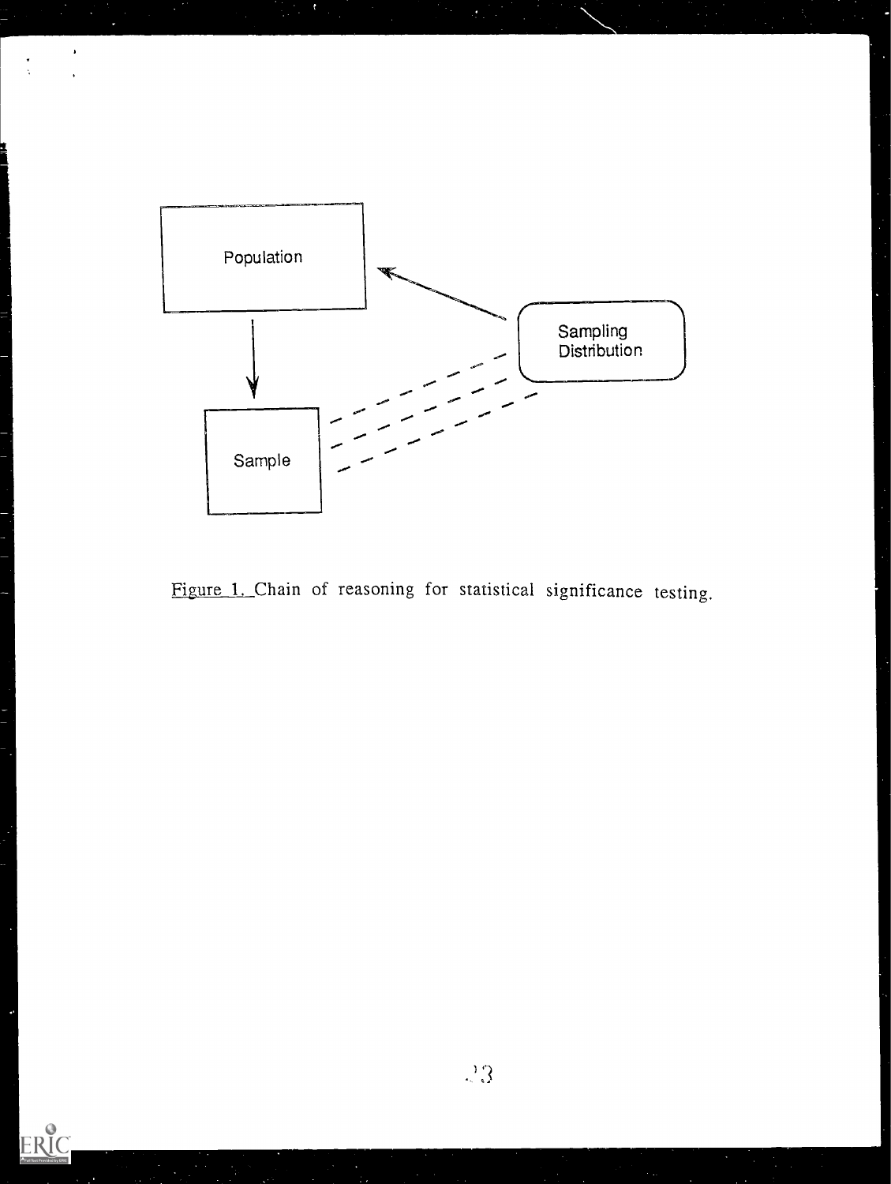Population

Sampling
Distribution

Sample

Figure 1. Chain of reasoning for statistical significance testing.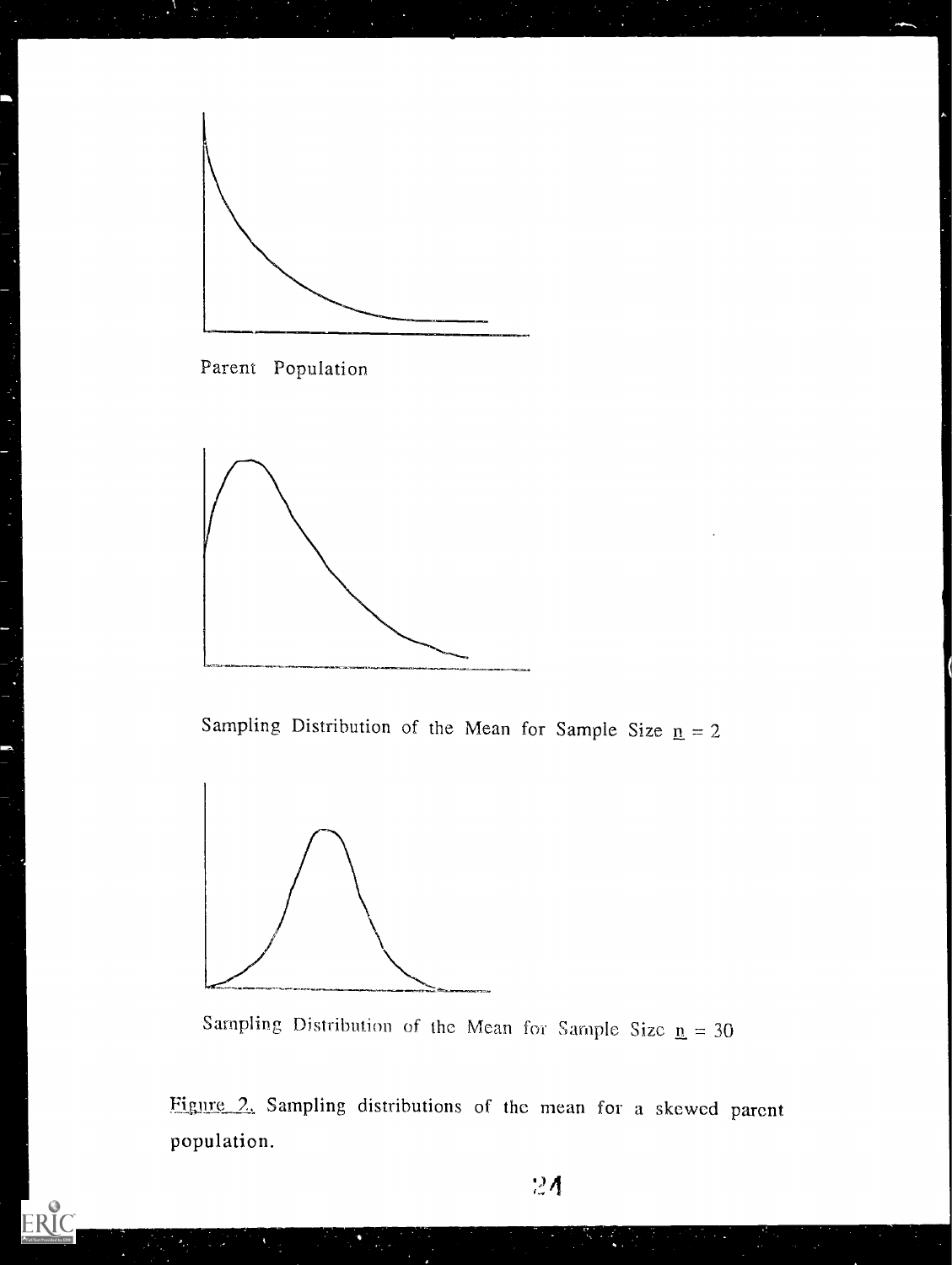Parent Population

Sampling Distribution of the Mean for Sample Size $n = 2$

Sampling Distribution of the Mean for Sample Size $n = 30$

*Figure 2.* Sampling distributions of the mean for a skewed parent population.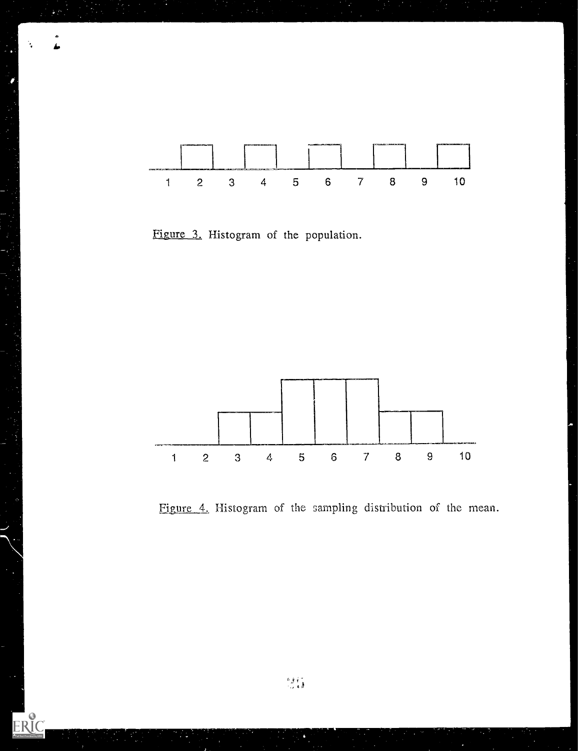1 2 3 4 5 6 7 8 9 10

Figure 3. Histogram of the population.

1 2 3 4 5 6 7 8 9 10

Figure 4. Histogram of the sampling distribution of the mean.